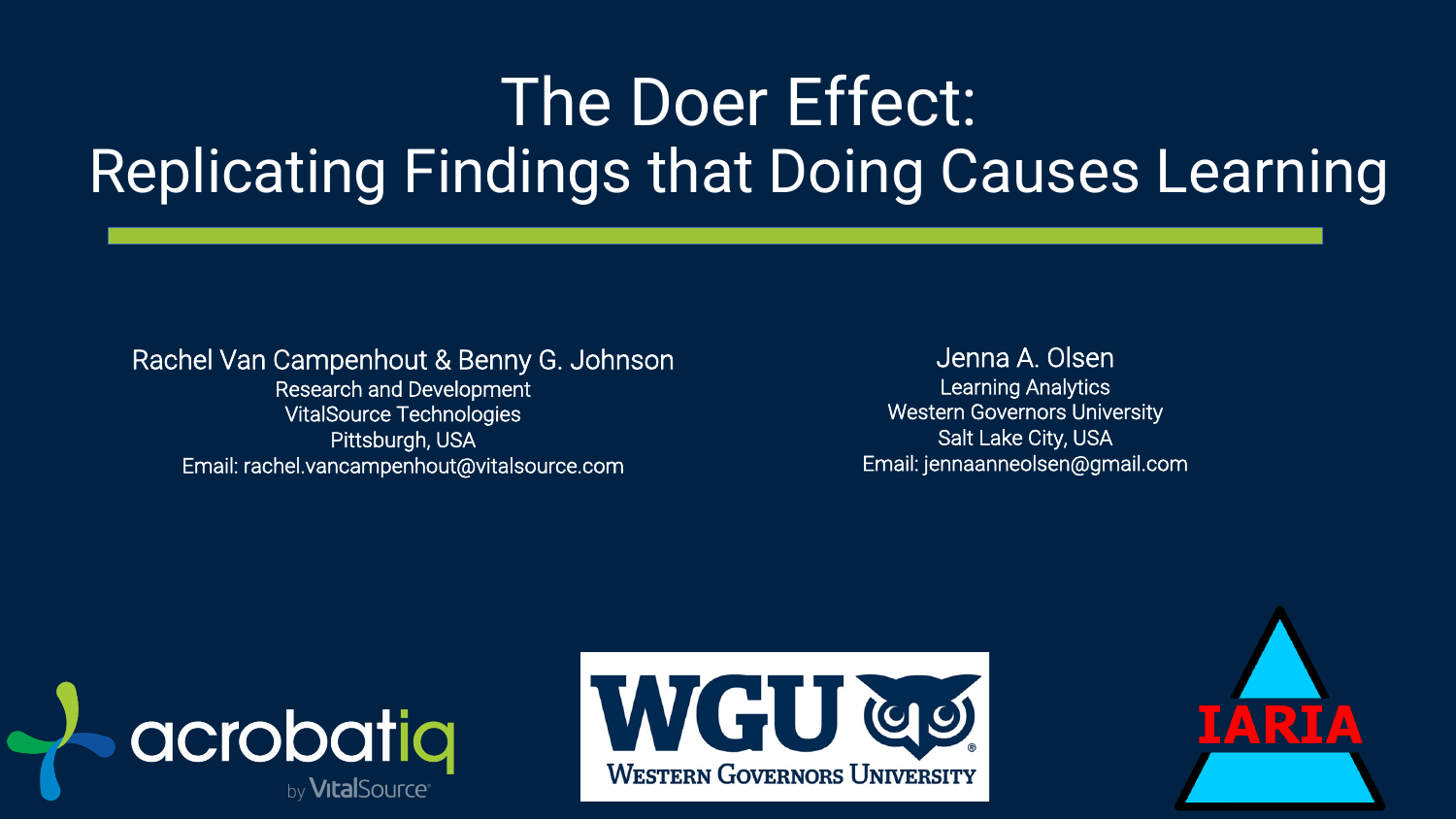# The Doer Effect: Replicating Findings that Doing Causes Learning

Rachel Van Campenhout & Benny G. Johnson
Research and Development
VitalSource Technologies
Pittsburgh, USA
Email: rachel.vancampenhout@vitalsource.com

Jenna A. Olsen
Learning Analytics
Western Governors University
Salt Lake City, USA
Email: jennaanneolsen@gmail.com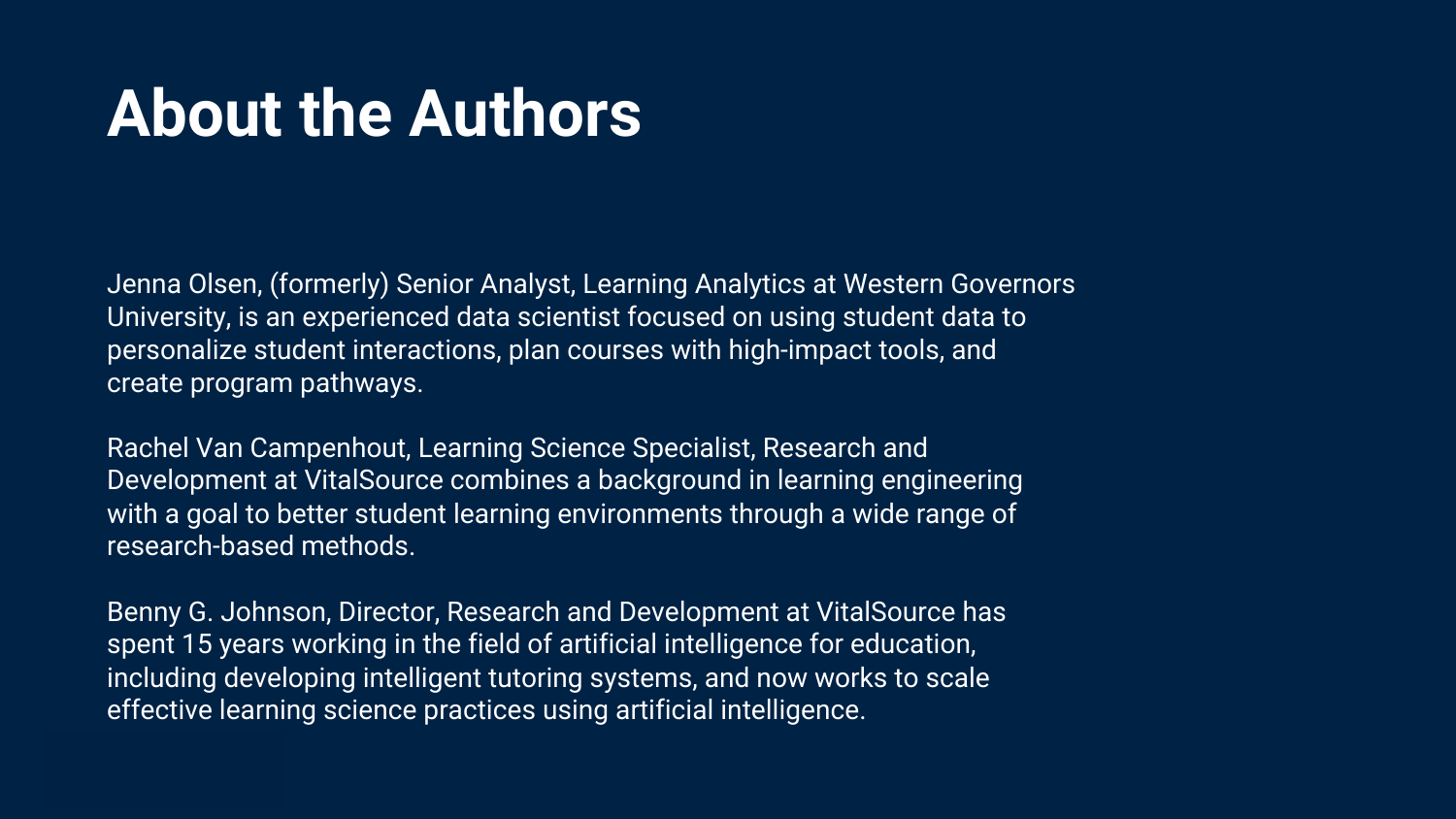# About the Authors

Jenna Olsen, (formerly) Senior Analyst, Learning Analytics at Western Governors University, is an experienced data scientist focused on using student data to personalize student interactions, plan courses with high-impact tools, and create program pathways.

Rachel Van Campenhout, Learning Science Specialist, Research and Development at VitalSource combines a background in learning engineering with a goal to better student learning environments through a wide range of research-based methods.

Benny G. Johnson, Director, Research and Development at VitalSource has spent 15 years working in the field of artificial intelligence for education, including developing intelligent tutoring systems, and now works to scale effective learning science practices using artificial intelligence.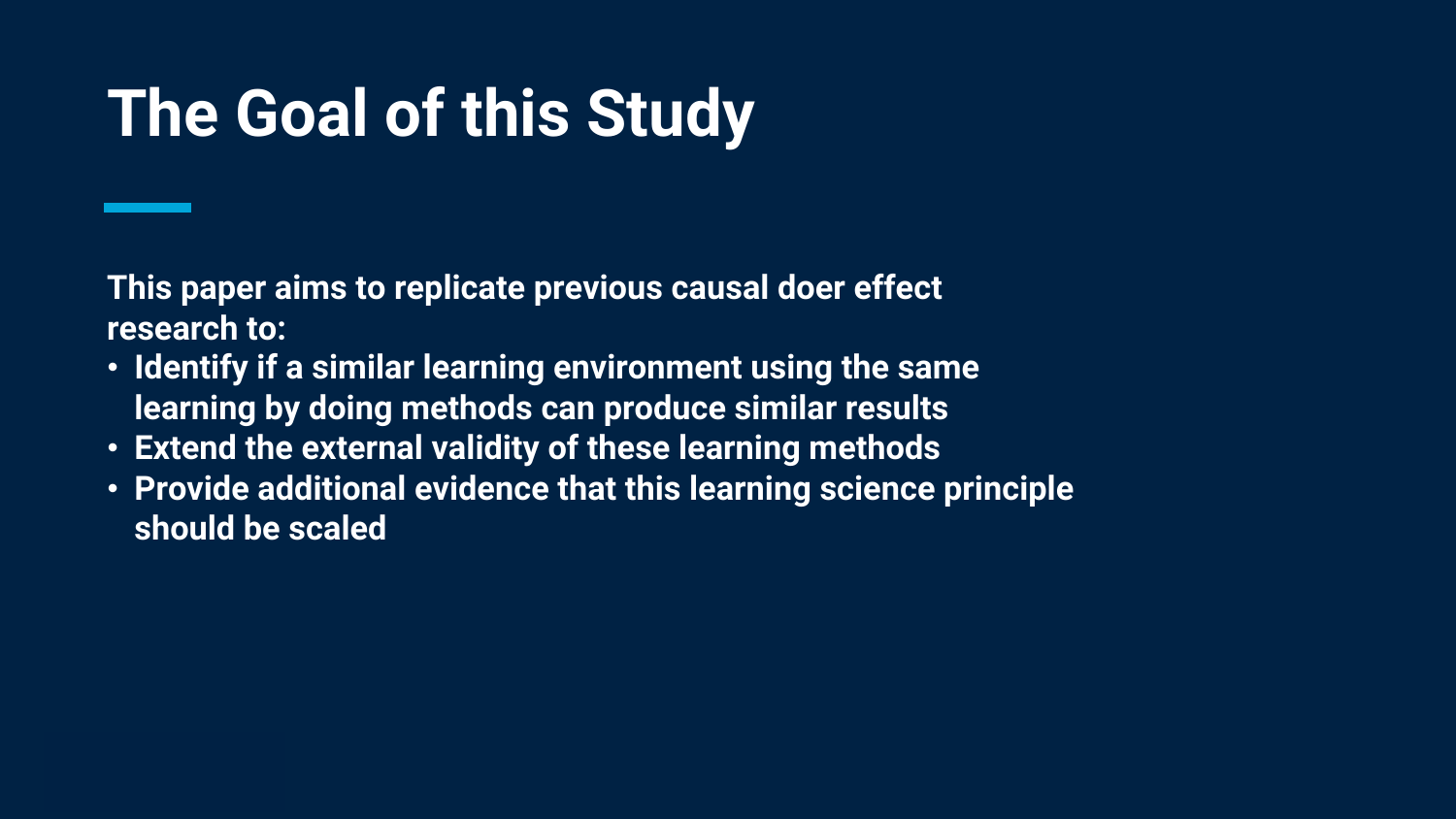# The Goal of this Study

**This paper aims to replicate previous causal doer effect research to:**

- **Identify if a similar learning environment using the same learning by doing methods can produce similar results**
- **Extend the external validity of these learning methods**
- **Provide additional evidence that this learning science principle should be scaled**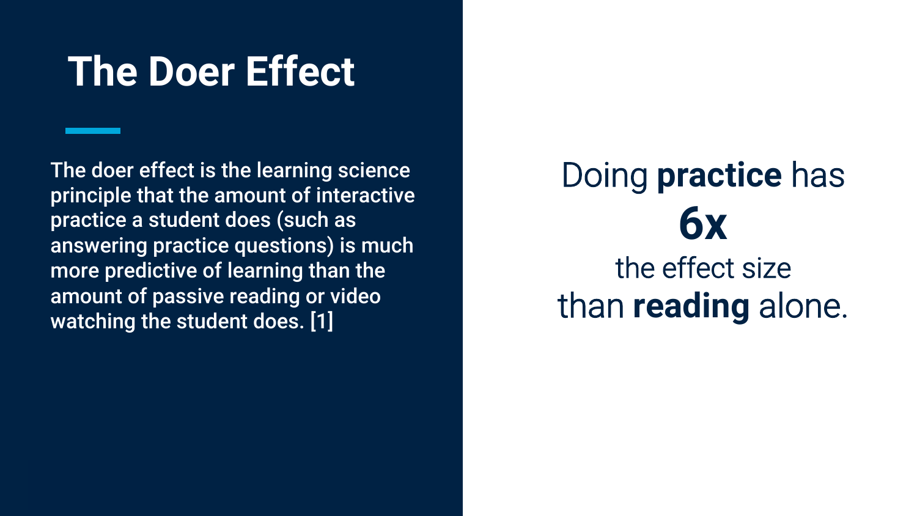# The Doer Effect

The doer effect is the learning science principle that the amount of interactive practice a student does (such as answering practice questions) is much more predictive of learning than the amount of passive reading or video watching the student does. [1]

Doing **practice** has

**6x**

the effect size

than **reading** alone.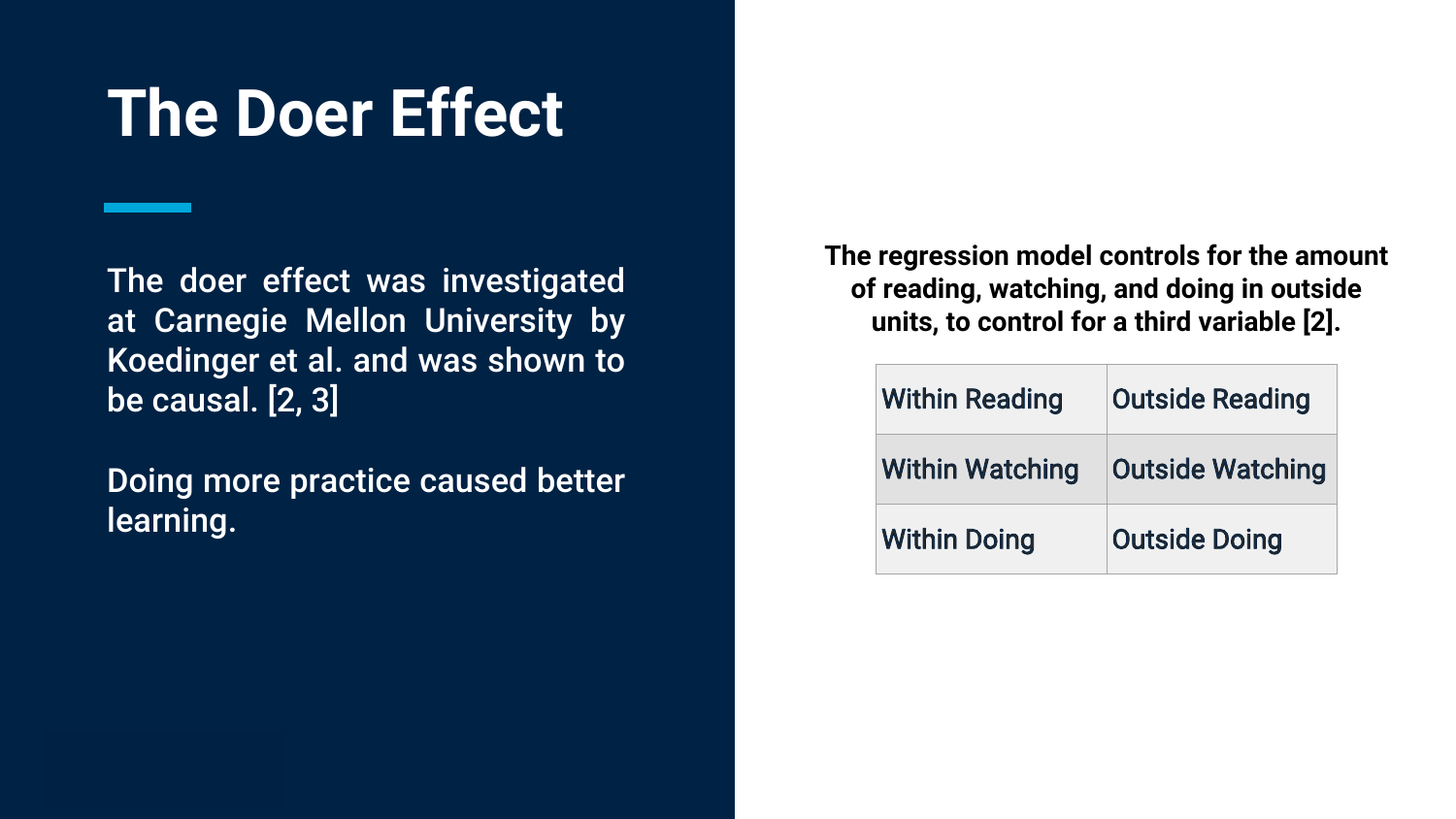# The Doer Effect

The doer effect was investigated at Carnegie Mellon University by Koedinger et al. and was shown to be causal. [2, 3]

Doing more practice caused better learning.

**The regression model controls for the amount of reading, watching, and doing in outside units, to control for a third variable [2].**

| | |
|---|---|
| Within Reading | Outside Reading |
| Within Watching | Outside Watching |
| Within Doing | Outside Doing |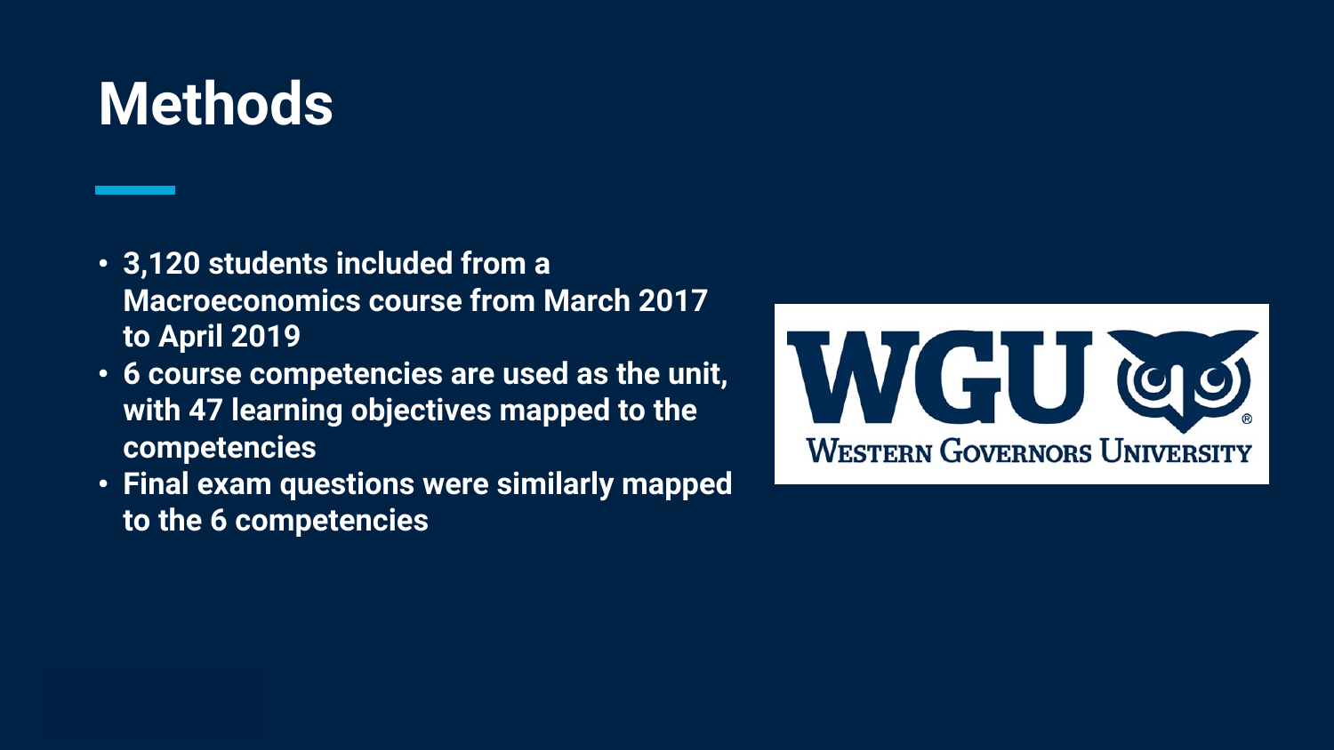# Methods

- **3,120 students included from a Macroeconomics course from March 2017 to April 2019**
- **6 course competencies are used as the unit, with 47 learning objectives mapped to the competencies**
- **Final exam questions were similarly mapped to the 6 competencies**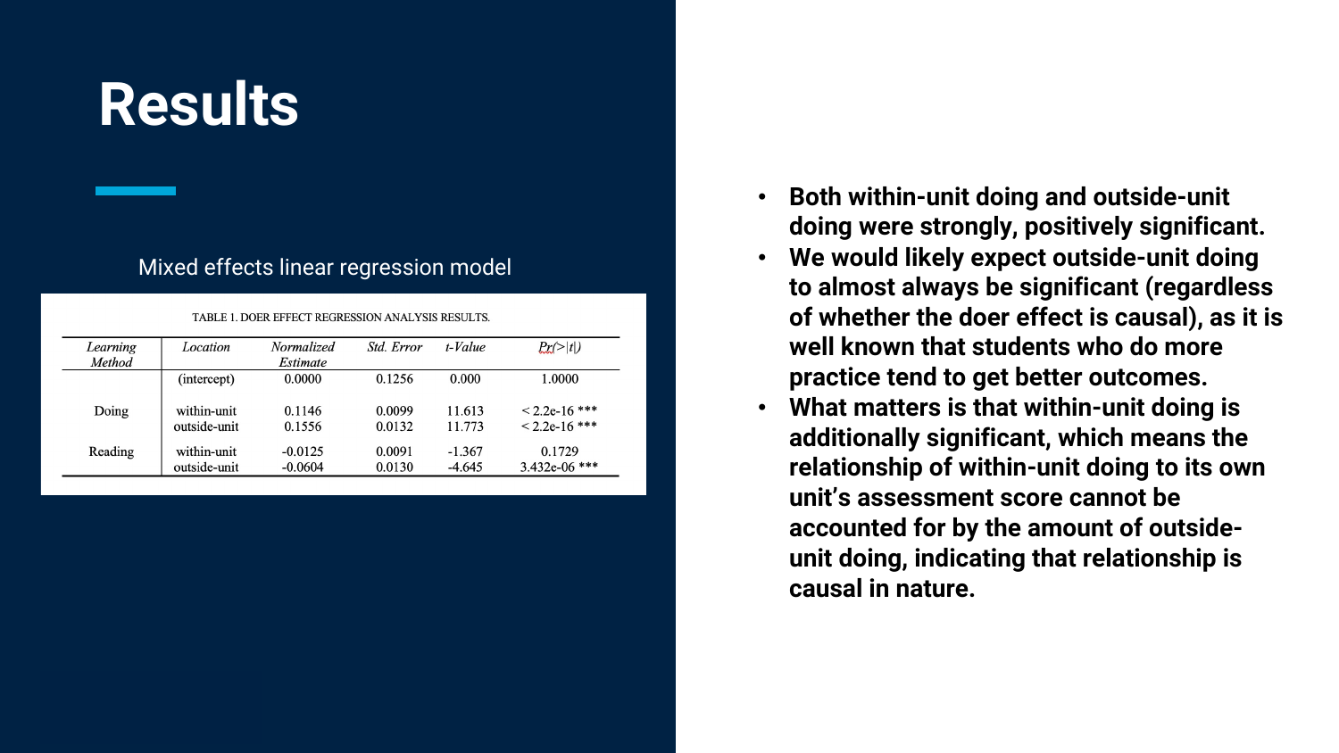# Results

Mixed effects linear regression model

TABLE 1. DOER EFFECT REGRESSION ANALYSIS RESULTS.

| *Learning Method* | *Location* | *Normalized Estimate* | *Std. Error* | *t-Value* | *Pr(>\|t\|)* |
|---|---|---|---|---|---|
| | (intercept) | 0.0000 | 0.1256 | 0.000 | 1.0000 |
| Doing | within-unit | 0.1146 | 0.0099 | 11.613 | < 2.2e-16 *** |
| | outside-unit | 0.1556 | 0.0132 | 11.773 | < 2.2e-16 *** |
| Reading | within-unit | -0.0125 | 0.0091 | -1.367 | 0.1729 |
| | outside-unit | -0.0604 | 0.0130 | -4.645 | 3.432e-06 *** |

- **Both within-unit doing and outside-unit doing were strongly, positively significant.**
- **We would likely expect outside-unit doing to almost always be significant (regardless of whether the doer effect is causal), as it is well known that students who do more practice tend to get better outcomes.**
- **What matters is that within-unit doing is additionally significant, which means the relationship of within-unit doing to its own unit's assessment score cannot be accounted for by the amount of outside-unit doing, indicating that relationship is causal in nature.**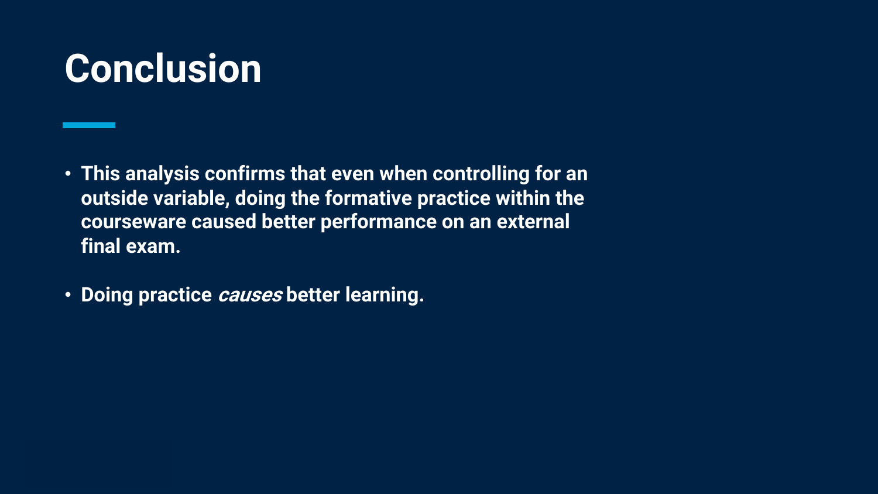# Conclusion

- **This analysis confirms that even when controlling for an outside variable, doing the formative practice within the courseware caused better performance on an external final exam.**
- **Doing practice *causes* better learning.**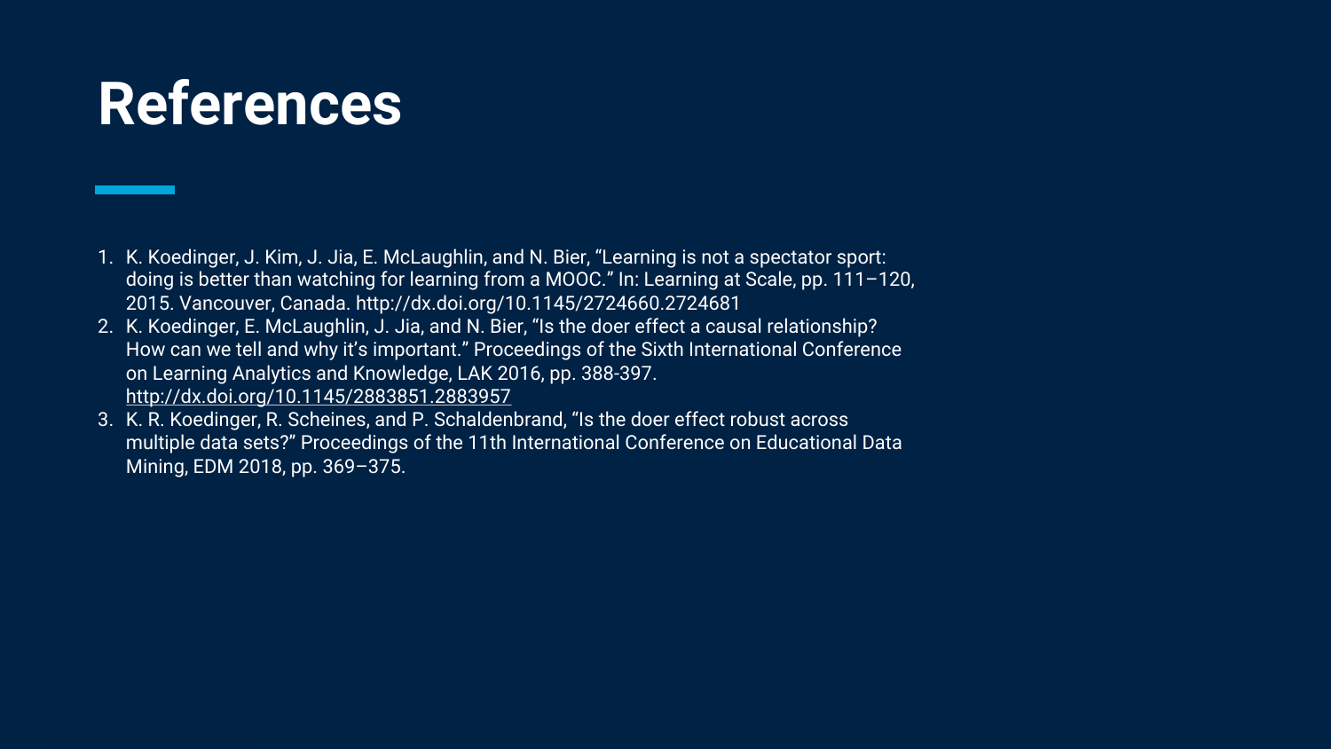# References

1. K. Koedinger, J. Kim, J. Jia, E. McLaughlin, and N. Bier, “Learning is not a spectator sport: doing is better than watching for learning from a MOOC.” In: Learning at Scale, pp. 111–120, 2015. Vancouver, Canada. http://dx.doi.org/10.1145/2724660.2724681
2. K. Koedinger, E. McLaughlin, J. Jia, and N. Bier, “Is the doer effect a causal relationship? How can we tell and why it’s important.” Proceedings of the Sixth International Conference on Learning Analytics and Knowledge, LAK 2016, pp. 388-397. http://dx.doi.org/10.1145/2883851.2883957
3. K. R. Koedinger, R. Scheines, and P. Schaldenbrand, “Is the doer effect robust across multiple data sets?” Proceedings of the 11th International Conference on Educational Data Mining, EDM 2018, pp. 369–375.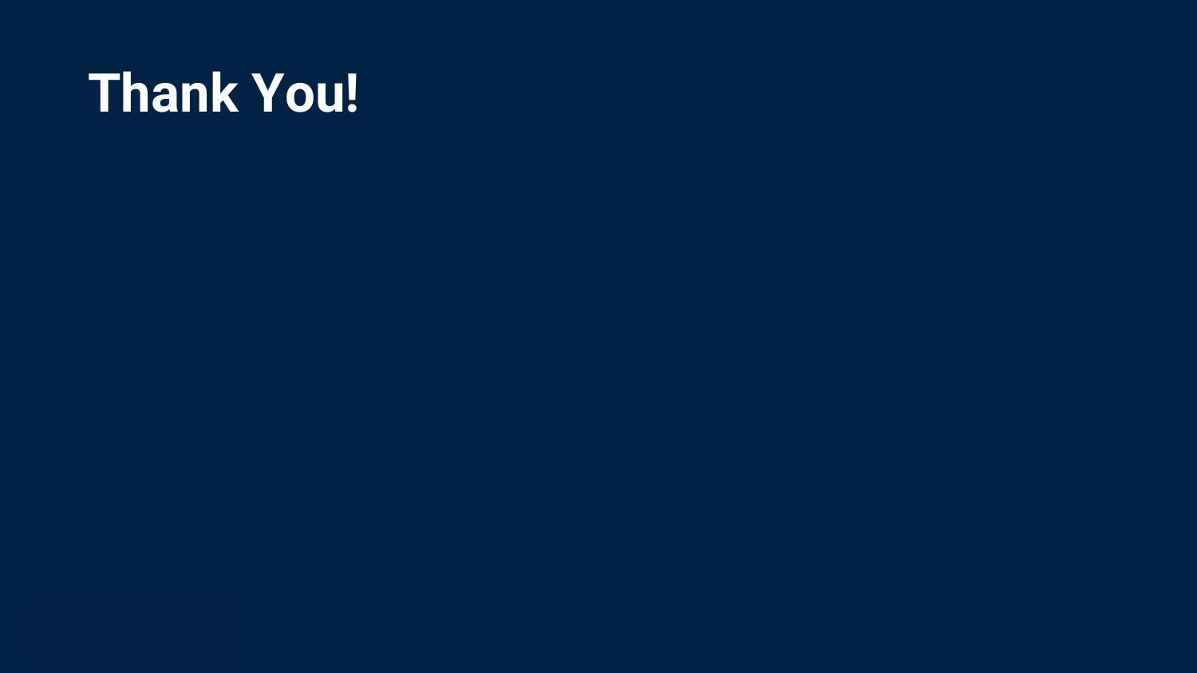# Thank You!